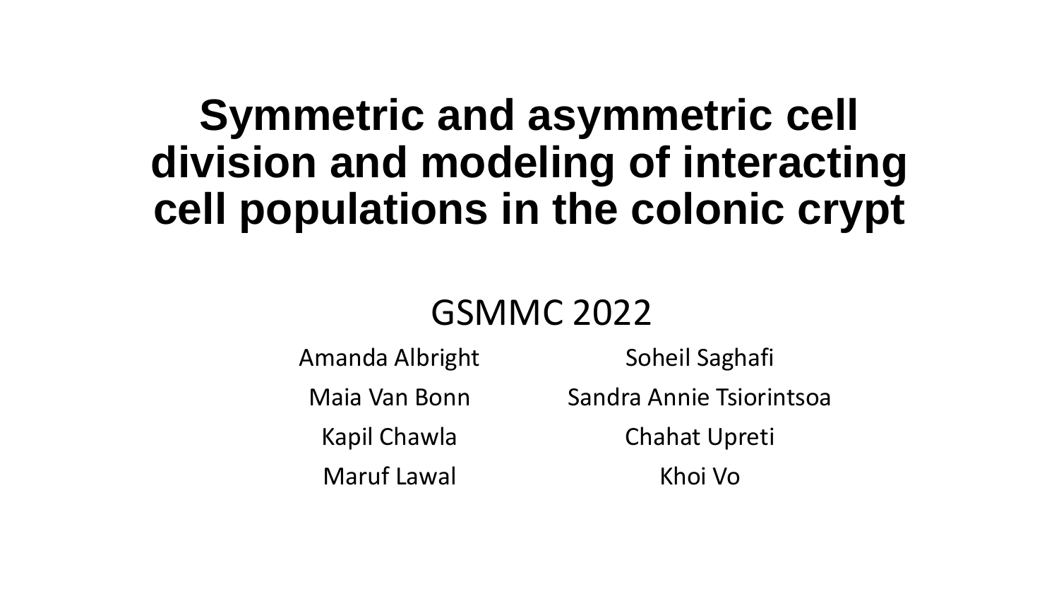# Symmetric and asymmetric cell division and modeling of interacting cell populations in the colonic crypt

GSMMC 2022

Amanda Albright

Maia Van Bonn

Kapil Chawla

Maruf Lawal

Soheil Saghafi

Sandra Annie Tsiorintsoa

Chahat Upreti

Khoi Vo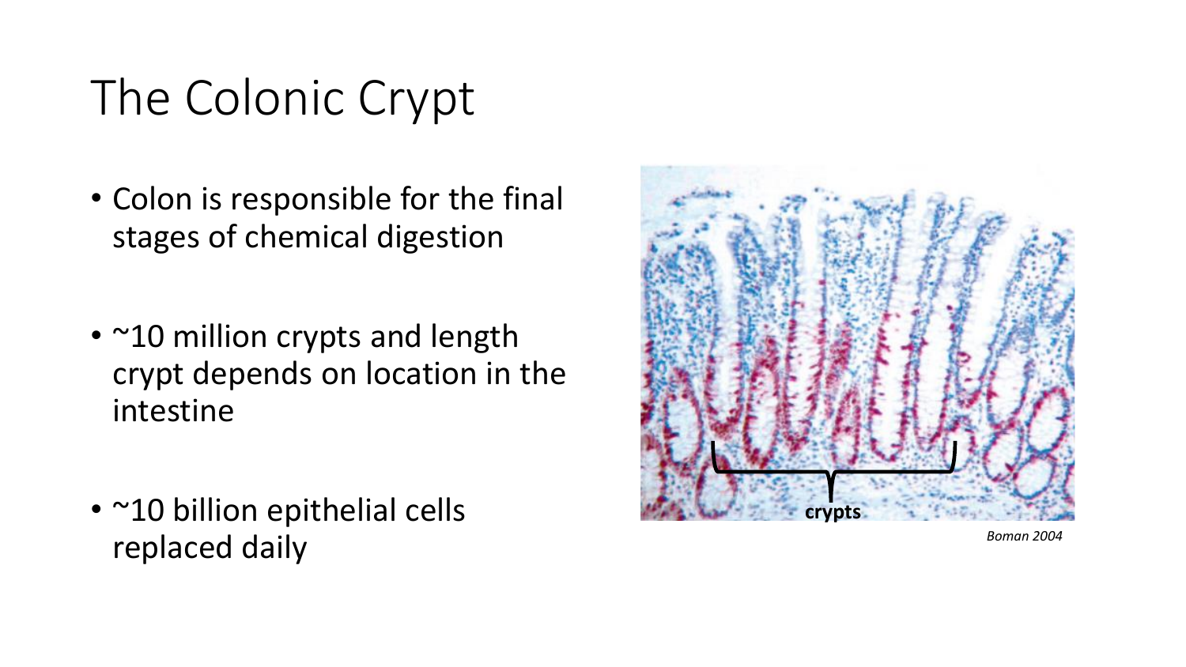# The Colonic Crypt

- Colon is responsible for the final stages of chemical digestion
- ~10 million crypts and length crypt depends on location in the intestine
- ~10 billion epithelial cells replaced daily

crypts

*Boman 2004*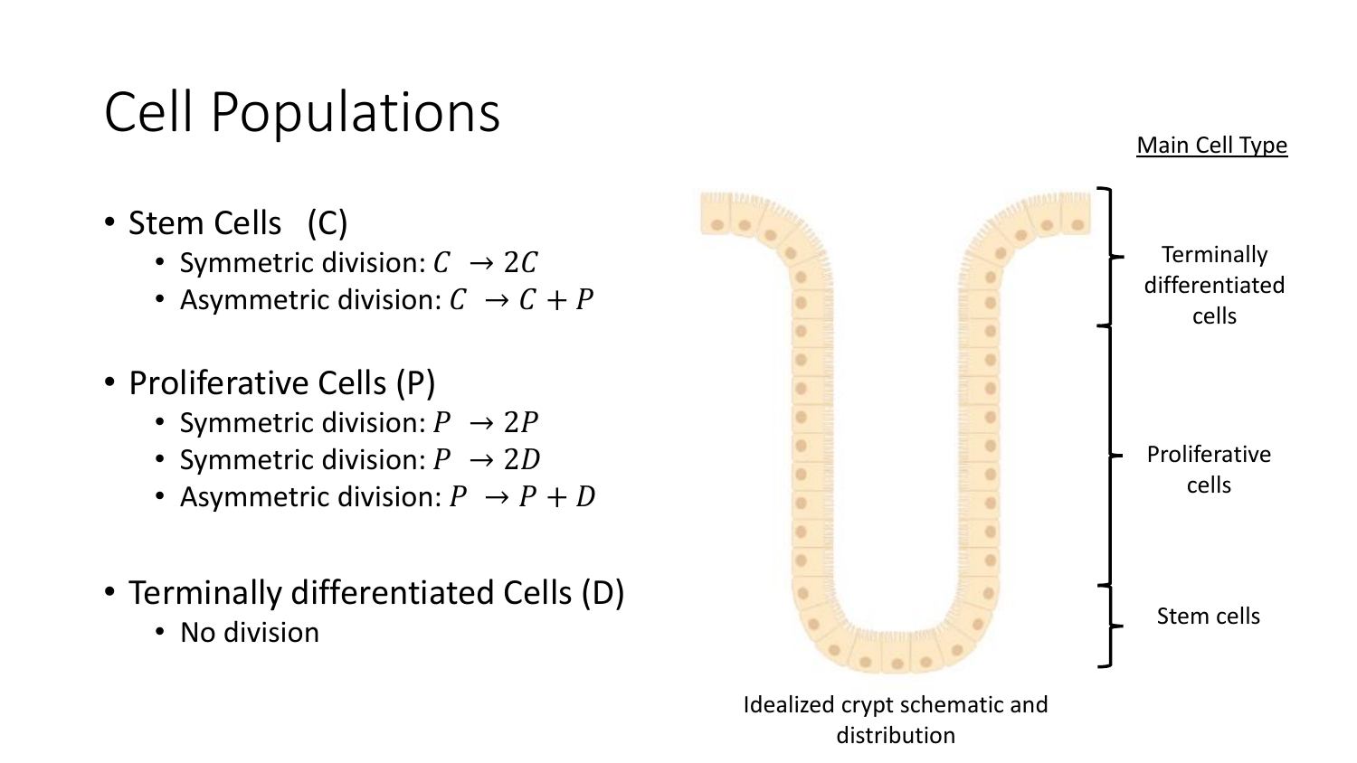# Cell Populations

- Stem Cells (C)
  - Symmetric division: $C \rightarrow 2C$
  - Asymmetric division: $C \rightarrow C + P$
- Proliferative Cells (P)
  - Symmetric division: $P \rightarrow 2P$
  - Symmetric division: $P \rightarrow 2D$
  - Asymmetric division: $P \rightarrow P + D$
- Terminally differentiated Cells (D)
  - No division

Main Cell Type

Terminally differentiated cells

Proliferative cells

Stem cells

Idealized crypt schematic and distribution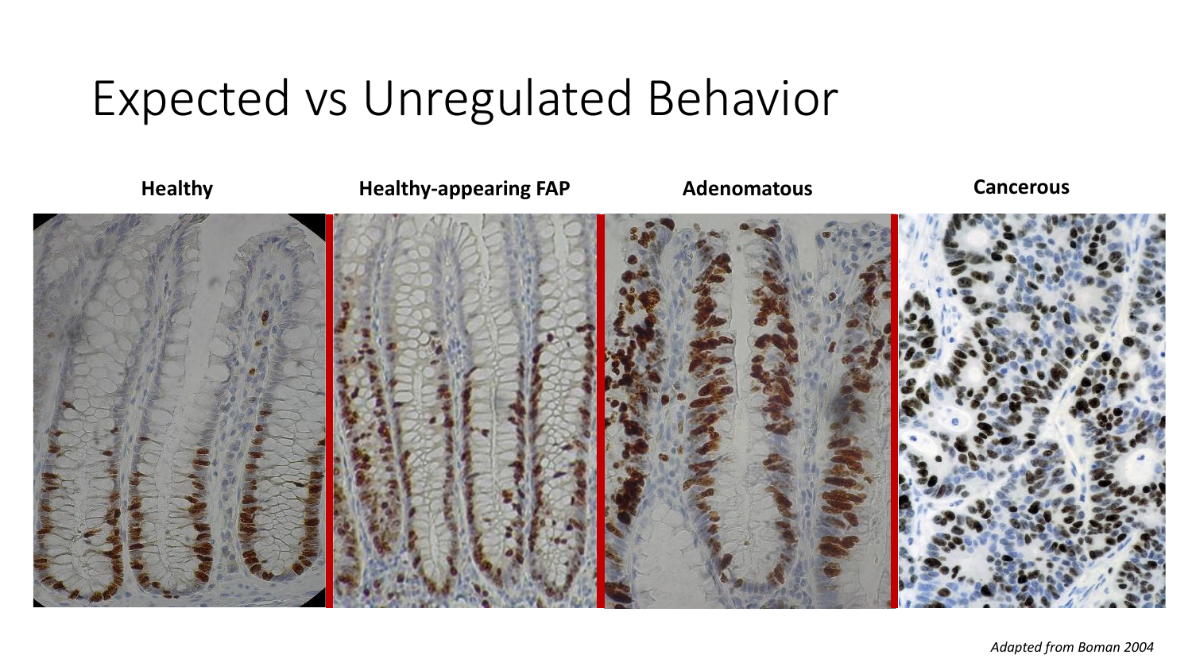# Expected vs Unregulated Behavior

**Healthy** | **Healthy-appearing FAP** | **Adenomatous** | **Cancerous**

*Adapted from Boman 2004*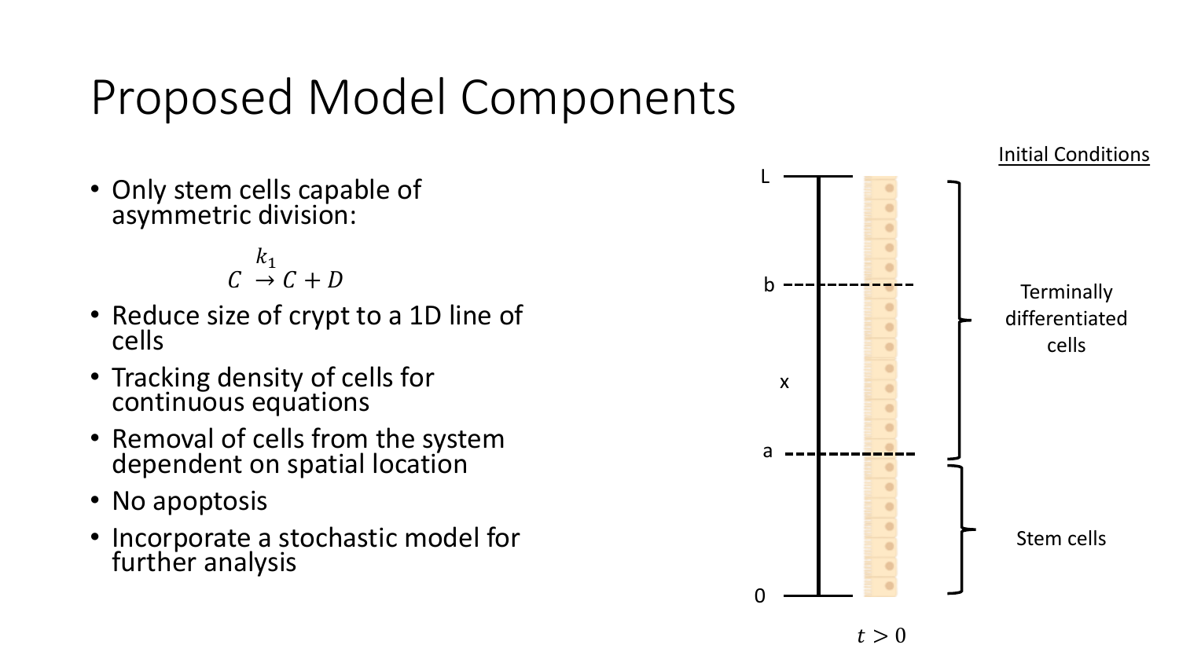# Proposed Model Components

- Only stem cells capable of asymmetric division:

$$C \xrightarrow{k_1} C + D$$

- Reduce size of crypt to a 1D line of cells
- Tracking density of cells for continuous equations
- Removal of cells from the system dependent on spatial location
- No apoptosis
- Incorporate a stochastic model for further analysis

Initial Conditions

L

b

x

a

0

Terminally differentiated cells

Stem cells

$t > 0$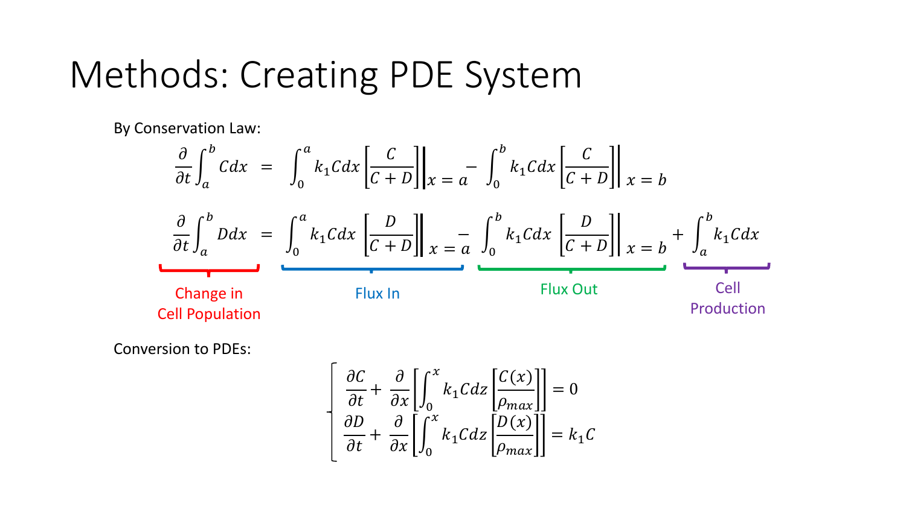# Methods: Creating PDE System

By Conservation Law:

$$\frac{\partial}{\partial t}\int_a^b C dx \;=\; \int_0^a k_1 C dx\left[\frac{C}{C+D}\right]\Bigg|_{x=a} - \int_0^b k_1 C dx\left[\frac{C}{C+D}\right]\Bigg|_{x=b}$$

$$\underbrace{\frac{\partial}{\partial t}\int_a^b D dx}_{\text{Change in Cell Population}} \;=\; \underbrace{\int_0^a k_1 C dx\left[\frac{D}{C+D}\right]\Bigg|_{x=a}}_{\text{Flux In}} - \underbrace{\int_0^b k_1 C dx\left[\frac{D}{C+D}\right]\Bigg|_{x=b}}_{\text{Flux Out}} + \underbrace{\int_a^b k_1 C dx}_{\text{Cell Production}}$$

Conversion to PDEs:

$$\begin{cases} \dfrac{\partial C}{\partial t} + \dfrac{\partial}{\partial x}\left[\displaystyle\int_0^x k_1 C dz\left[\dfrac{C(x)}{\rho_{max}}\right]\right] = 0 \\ \dfrac{\partial D}{\partial t} + \dfrac{\partial}{\partial x}\left[\displaystyle\int_0^x k_1 C dz\left[\dfrac{D(x)}{\rho_{max}}\right]\right] = k_1 C \end{cases}$$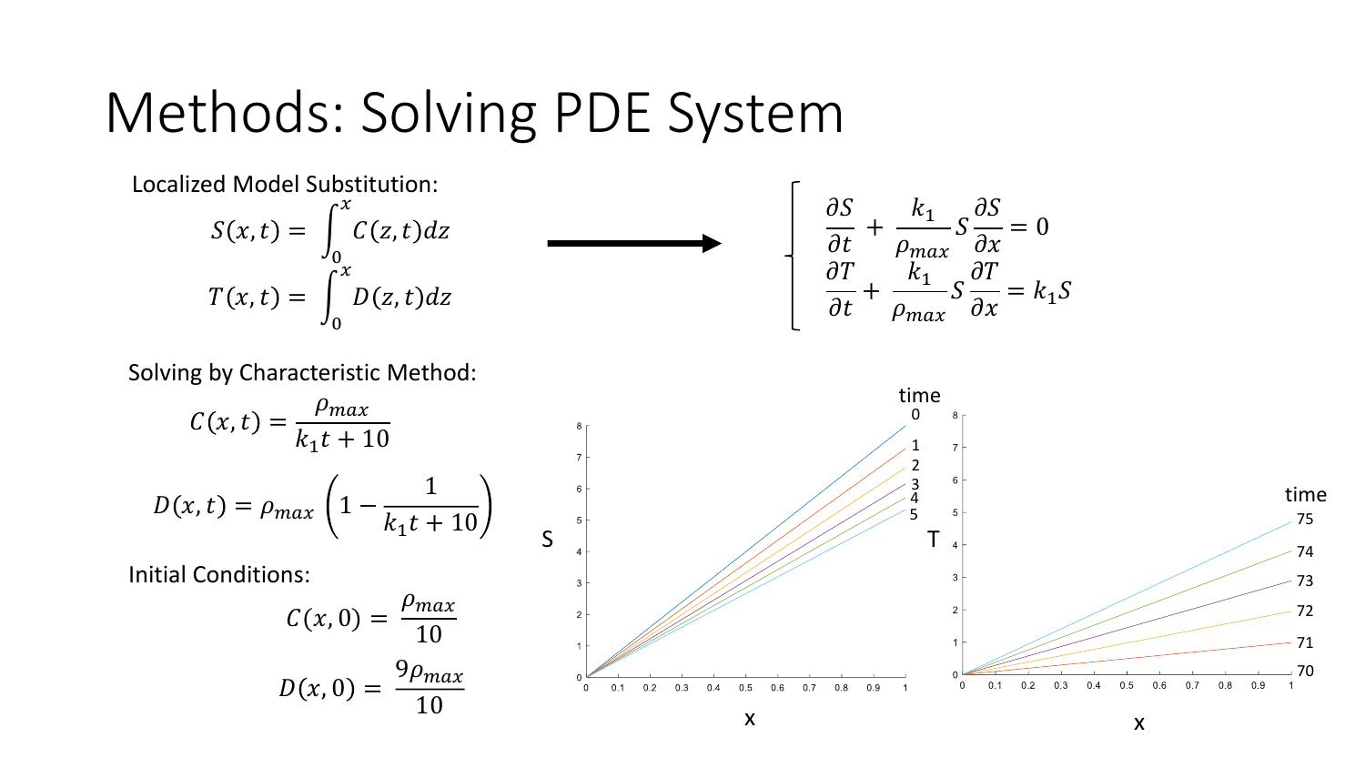# Methods: Solving PDE System

Localized Model Substitution:

$$S(x,t) = \int_0^x C(z,t)dz$$

$$T(x,t) = \int_0^x D(z,t)dz$$

$$\begin{cases} \dfrac{\partial S}{\partial t} + \dfrac{k_1}{\rho_{max}} S \dfrac{\partial S}{\partial x} = 0 \\ \dfrac{\partial T}{\partial t} + \dfrac{k_1}{\rho_{max}} S \dfrac{\partial T}{\partial x} = k_1 S \end{cases}$$

Solving by Characteristic Method:

$$C(x,t) = \frac{\rho_{max}}{k_1 t + 10}$$

$$D(x,t) = \rho_{max}\left(1 - \frac{1}{k_1 t + 10}\right)$$

Initial Conditions:

$$C(x,0) = \frac{\rho_{max}}{10}$$

$$D(x,0) = \frac{9\rho_{max}}{10}$$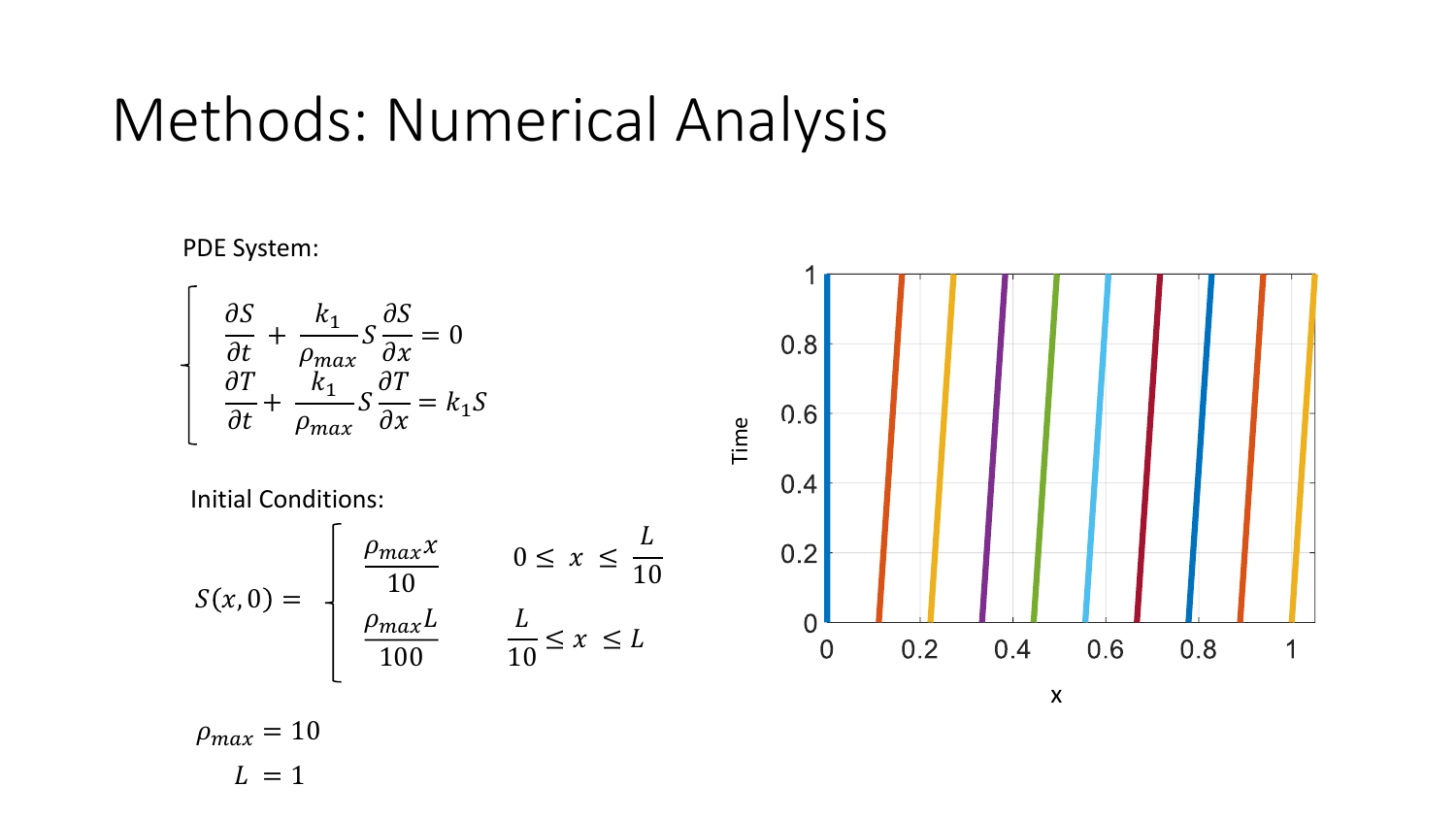# Methods: Numerical Analysis

PDE System:

$$
\begin{cases}
\dfrac{\partial S}{\partial t} + \dfrac{k_1}{\rho_{max}} S \dfrac{\partial S}{\partial x} = 0 \\
\dfrac{\partial T}{\partial t} + \dfrac{k_1}{\rho_{max}} S \dfrac{\partial T}{\partial x} = k_1 S
\end{cases}
$$

Initial Conditions:

$$
S(x,0) = \begin{cases}
\dfrac{\rho_{max} x}{10} & 0 \leq x \leq \dfrac{L}{10} \\
\dfrac{\rho_{max} L}{100} & \dfrac{L}{10} \leq x \leq L
\end{cases}
$$

$\rho_{max} = 10$

$L = 1$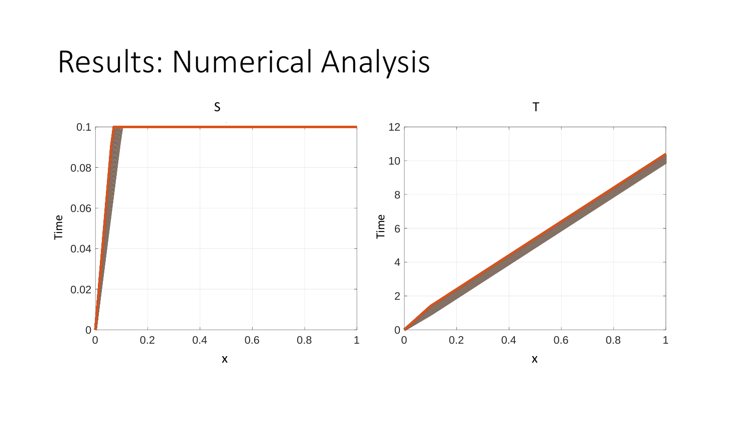# Results: Numerical Analysis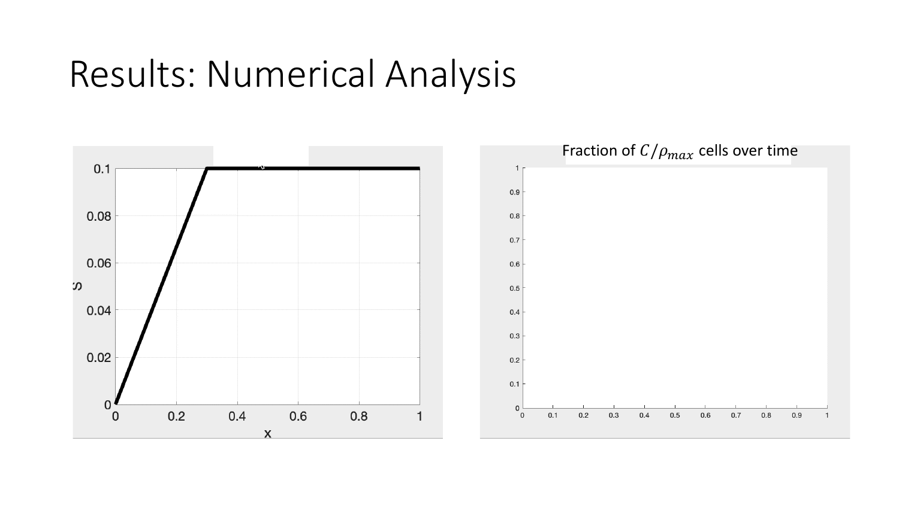# Results: Numerical Analysis

Fraction of $C/\rho_{max}$ cells over time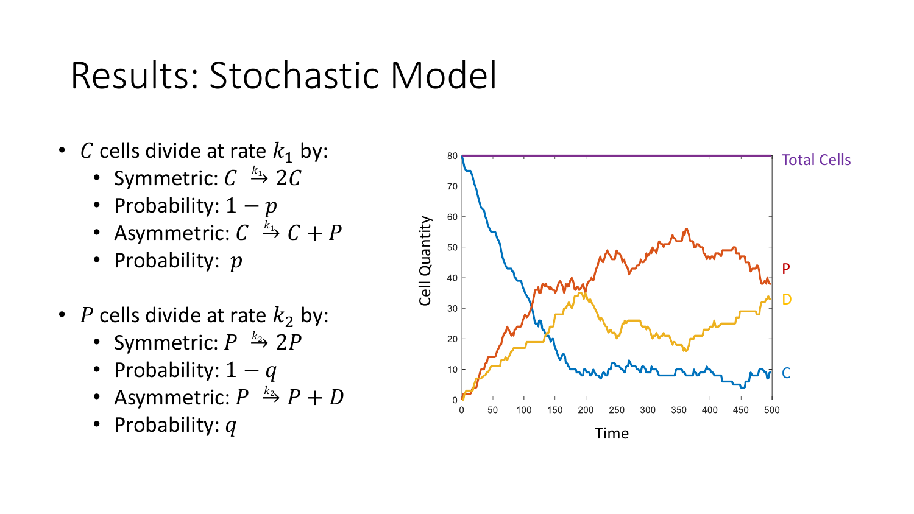# Results: Stochastic Model

- $C$ cells divide at rate $k_1$ by:
  - Symmetric: $C \xrightarrow{k_1} 2C$
  - Probability: $1 - p$
  - Asymmetric: $C \xrightarrow{k_1} C + P$
  - Probability: $p$

- $P$ cells divide at rate $k_2$ by:
  - Symmetric: $P \xrightarrow{k_2} 2P$
  - Probability: $1 - q$
  - Asymmetric: $P \xrightarrow{k_2} P + D$
  - Probability: $q$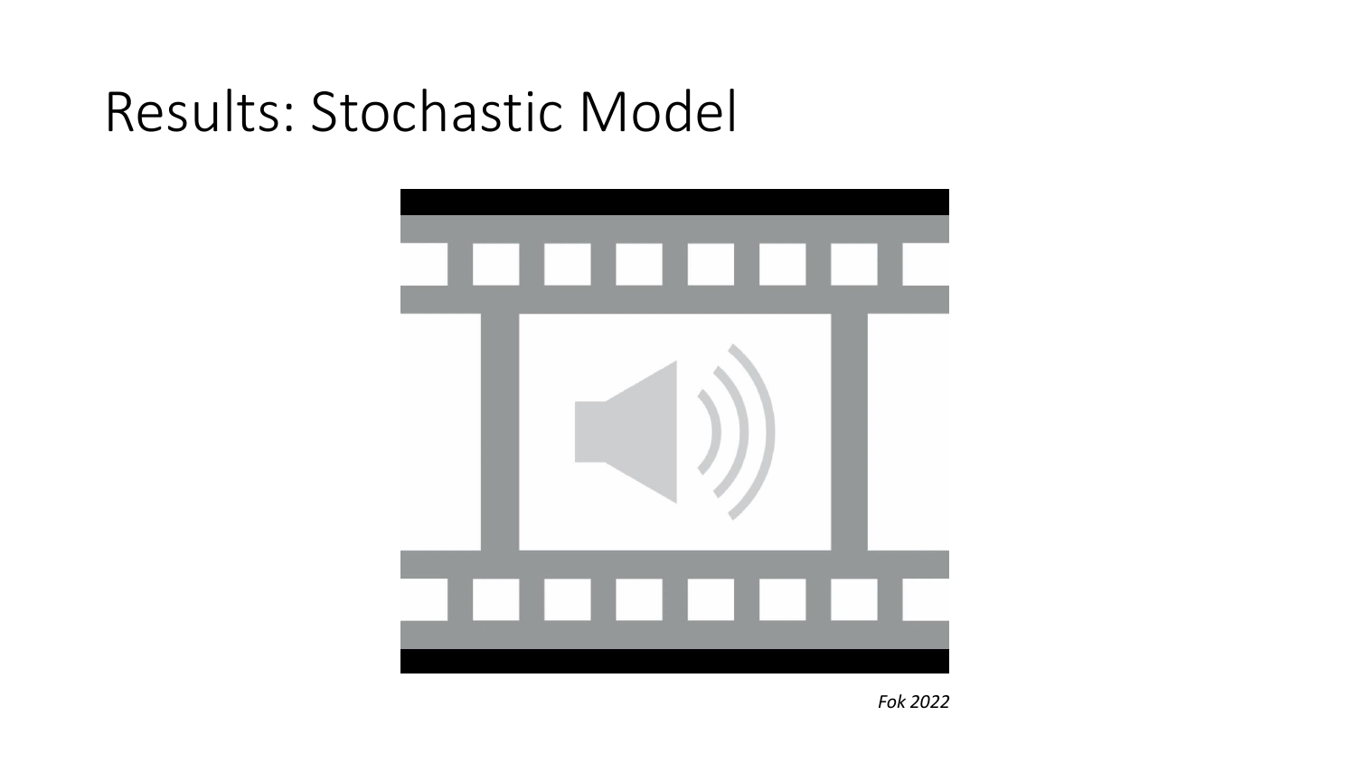# Results: Stochastic Model

*Fok 2022*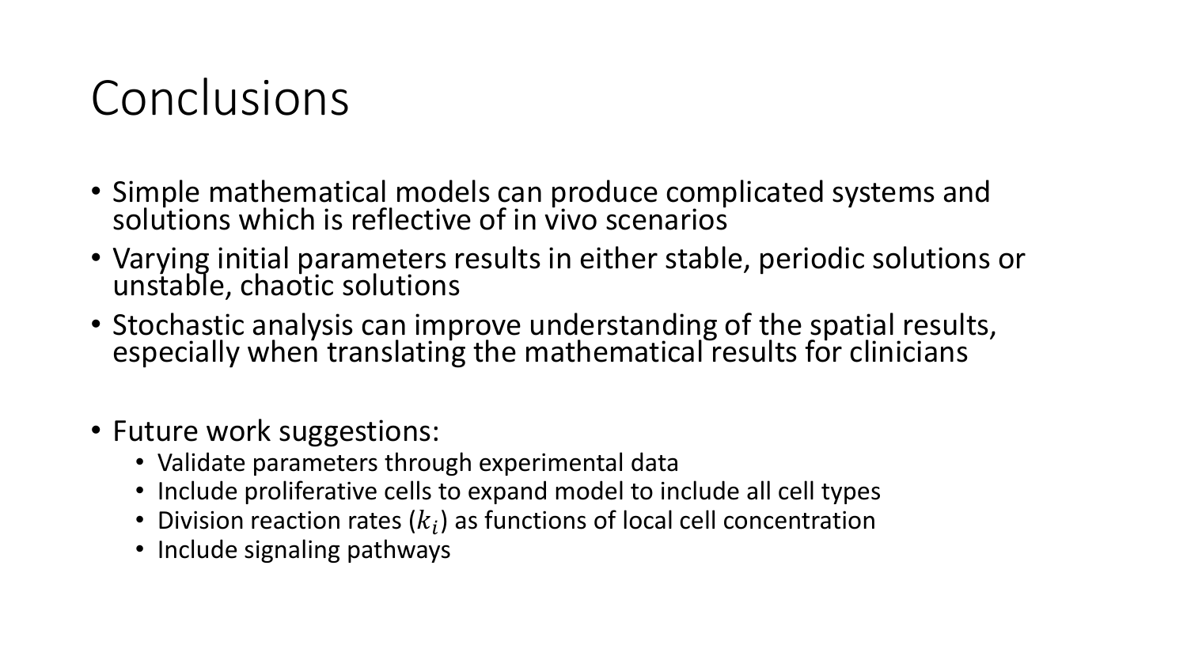# Conclusions

- Simple mathematical models can produce complicated systems and solutions which is reflective of in vivo scenarios
- Varying initial parameters results in either stable, periodic solutions or unstable, chaotic solutions
- Stochastic analysis can improve understanding of the spatial results, especially when translating the mathematical results for clinicians

- Future work suggestions:
  - Validate parameters through experimental data
  - Include proliferative cells to expand model to include all cell types
  - Division reaction rates ($k_i$) as functions of local cell concentration
  - Include signaling pathways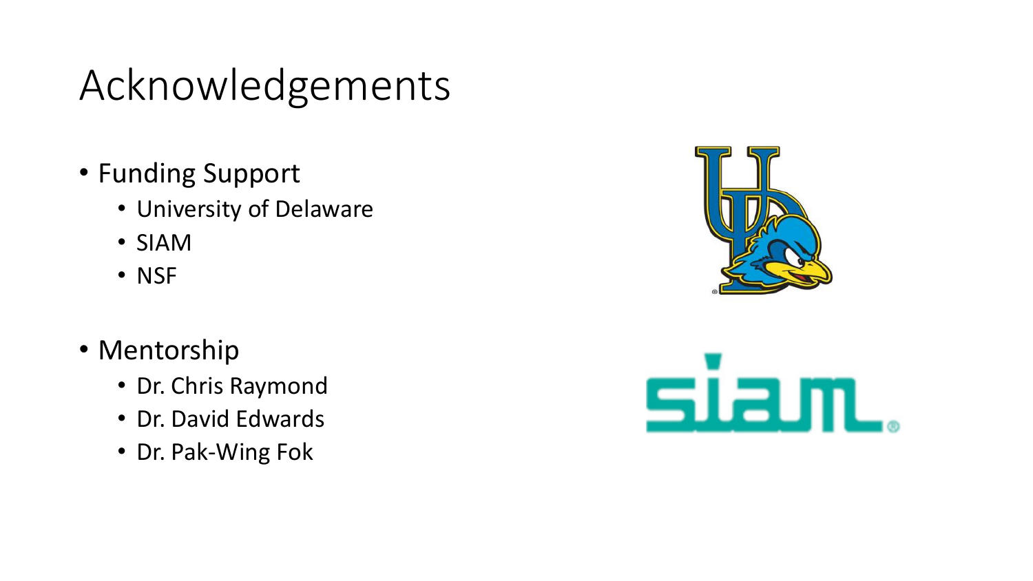# Acknowledgements

- Funding Support
  - University of Delaware
  - SIAM
  - NSF

- Mentorship
  - Dr. Chris Raymond
  - Dr. David Edwards
  - Dr. Pak-Wing Fok